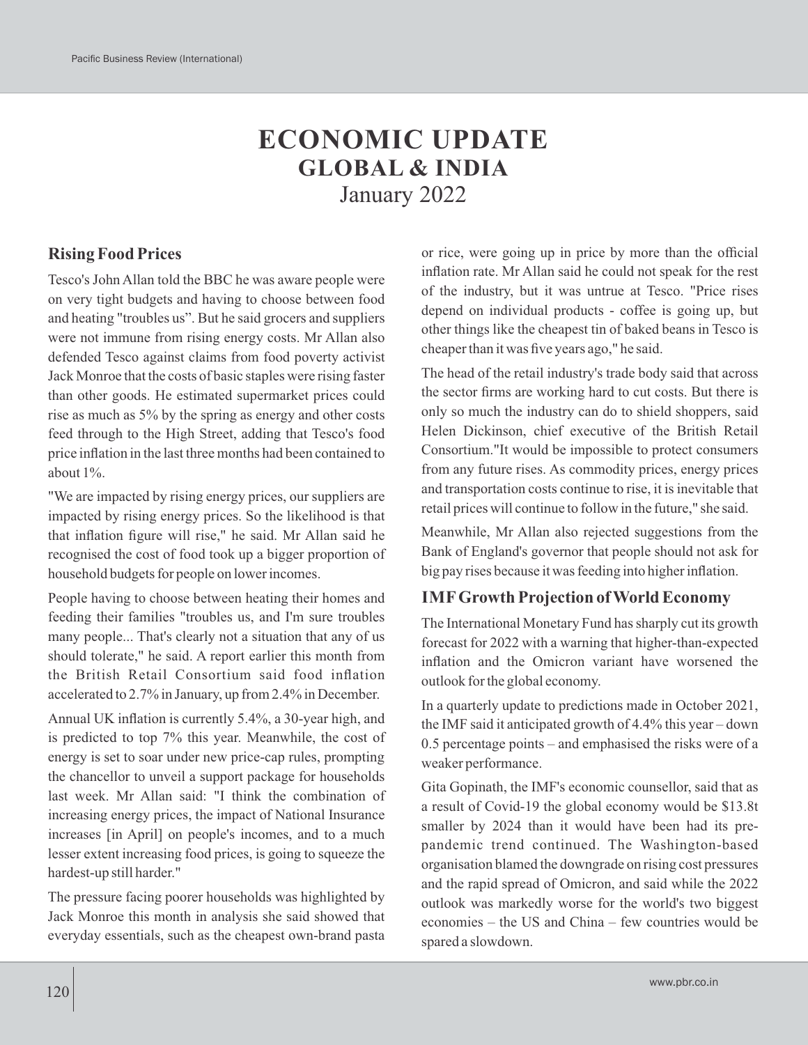# ECONOMIC UPDATE
## GLOBAL & INDIA
### January 2022

## Rising Food Prices

Tesco's John Allan told the BBC he was aware people were on very tight budgets and having to choose between food and heating "troubles us". But he said grocers and suppliers were not immune from rising energy costs. Mr Allan also defended Tesco against claims from food poverty activist Jack Monroe that the costs of basic staples were rising faster than other goods. He estimated supermarket prices could rise as much as 5% by the spring as energy and other costs feed through to the High Street, adding that Tesco's food price inflation in the last three months had been contained to about 1%.

"We are impacted by rising energy prices, our suppliers are impacted by rising energy prices. So the likelihood is that that inflation figure will rise," he said. Mr Allan said he recognised the cost of food took up a bigger proportion of household budgets for people on lower incomes.

People having to choose between heating their homes and feeding their families "troubles us, and I'm sure troubles many people... That's clearly not a situation that any of us should tolerate," he said. A report earlier this month from the British Retail Consortium said food inflation accelerated to 2.7% in January, up from 2.4% in December.

Annual UK inflation is currently 5.4%, a 30-year high, and is predicted to top 7% this year. Meanwhile, the cost of energy is set to soar under new price-cap rules, prompting the chancellor to unveil a support package for households last week. Mr Allan said: "I think the combination of increasing energy prices, the impact of National Insurance increases [in April] on people's incomes, and to a much lesser extent increasing food prices, is going to squeeze the hardest-up still harder."

The pressure facing poorer households was highlighted by Jack Monroe this month in analysis she said showed that everyday essentials, such as the cheapest own-brand pasta or rice, were going up in price by more than the official inflation rate. Mr Allan said he could not speak for the rest of the industry, but it was untrue at Tesco. "Price rises depend on individual products - coffee is going up, but other things like the cheapest tin of baked beans in Tesco is cheaper than it was five years ago," he said.

The head of the retail industry's trade body said that across the sector firms are working hard to cut costs. But there is only so much the industry can do to shield shoppers, said Helen Dickinson, chief executive of the British Retail Consortium."It would be impossible to protect consumers from any future rises. As commodity prices, energy prices and transportation costs continue to rise, it is inevitable that retail prices will continue to follow in the future," she said.

Meanwhile, Mr Allan also rejected suggestions from the Bank of England's governor that people should not ask for big pay rises because it was feeding into higher inflation.

## IMF Growth Projection of World Economy

The International Monetary Fund has sharply cut its growth forecast for 2022 with a warning that higher-than-expected inflation and the Omicron variant have worsened the outlook for the global economy.

In a quarterly update to predictions made in October 2021, the IMF said it anticipated growth of 4.4% this year – down 0.5 percentage points – and emphasised the risks were of a weaker performance.

Gita Gopinath, the IMF's economic counsellor, said that as a result of Covid-19 the global economy would be \$13.8t smaller by 2024 than it would have been had its pre-pandemic trend continued. The Washington-based organisation blamed the downgrade on rising cost pressures and the rapid spread of Omicron, and said while the 2022 outlook was markedly worse for the world's two biggest economies – the US and China – few countries would be spared a slowdown.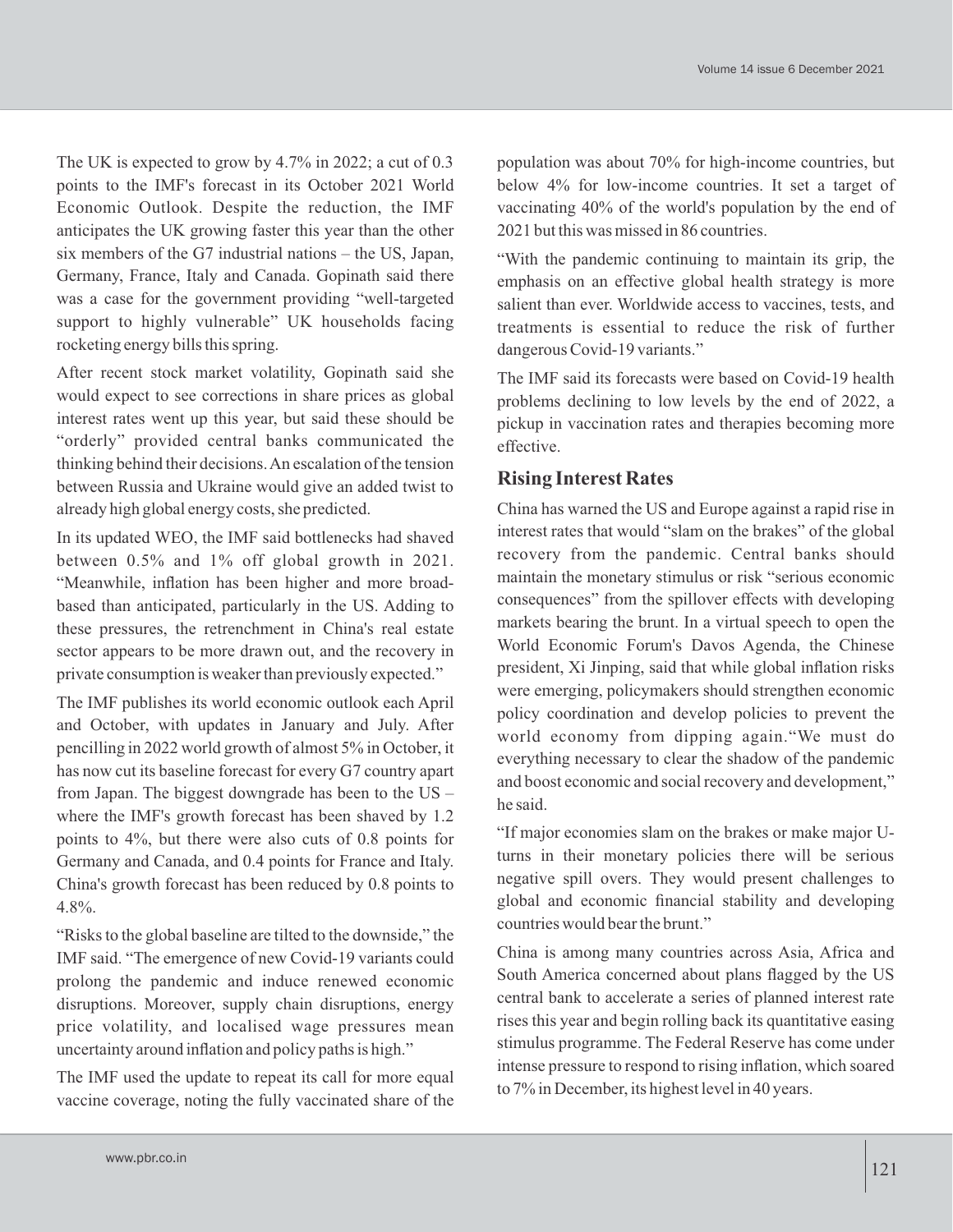The UK is expected to grow by 4.7% in 2022; a cut of 0.3 points to the IMF's forecast in its October 2021 World Economic Outlook. Despite the reduction, the IMF anticipates the UK growing faster this year than the other six members of the G7 industrial nations – the US, Japan, Germany, France, Italy and Canada. Gopinath said there was a case for the government providing "well-targeted support to highly vulnerable" UK households facing rocketing energy bills this spring.

After recent stock market volatility, Gopinath said she would expect to see corrections in share prices as global interest rates went up this year, but said these should be "orderly" provided central banks communicated the thinking behind their decisions. An escalation of the tension between Russia and Ukraine would give an added twist to already high global energy costs, she predicted.

In its updated WEO, the IMF said bottlenecks had shaved between 0.5% and 1% off global growth in 2021. "Meanwhile, inflation has been higher and more broad-based than anticipated, particularly in the US. Adding to these pressures, the retrenchment in China's real estate sector appears to be more drawn out, and the recovery in private consumption is weaker than previously expected."

The IMF publishes its world economic outlook each April and October, with updates in January and July. After pencilling in 2022 world growth of almost 5% in October, it has now cut its baseline forecast for every G7 country apart from Japan. The biggest downgrade has been to the US – where the IMF's growth forecast has been shaved by 1.2 points to 4%, but there were also cuts of 0.8 points for Germany and Canada, and 0.4 points for France and Italy. China's growth forecast has been reduced by 0.8 points to 4.8%.

"Risks to the global baseline are tilted to the downside," the IMF said. "The emergence of new Covid-19 variants could prolong the pandemic and induce renewed economic disruptions. Moreover, supply chain disruptions, energy price volatility, and localised wage pressures mean uncertainty around inflation and policy paths is high."

The IMF used the update to repeat its call for more equal vaccine coverage, noting the fully vaccinated share of the population was about 70% for high-income countries, but below 4% for low-income countries. It set a target of vaccinating 40% of the world's population by the end of 2021 but this was missed in 86 countries.

"With the pandemic continuing to maintain its grip, the emphasis on an effective global health strategy is more salient than ever. Worldwide access to vaccines, tests, and treatments is essential to reduce the risk of further dangerous Covid-19 variants."

The IMF said its forecasts were based on Covid-19 health problems declining to low levels by the end of 2022, a pickup in vaccination rates and therapies becoming more effective.

## Rising Interest Rates

China has warned the US and Europe against a rapid rise in interest rates that would "slam on the brakes" of the global recovery from the pandemic. Central banks should maintain the monetary stimulus or risk "serious economic consequences" from the spillover effects with developing markets bearing the brunt. In a virtual speech to open the World Economic Forum's Davos Agenda, the Chinese president, Xi Jinping, said that while global inflation risks were emerging, policymakers should strengthen economic policy coordination and develop policies to prevent the world economy from dipping again. "We must do everything necessary to clear the shadow of the pandemic and boost economic and social recovery and development," he said.

"If major economies slam on the brakes or make major U-turns in their monetary policies there will be serious negative spill overs. They would present challenges to global and economic financial stability and developing countries would bear the brunt."

China is among many countries across Asia, Africa and South America concerned about plans flagged by the US central bank to accelerate a series of planned interest rate rises this year and begin rolling back its quantitative easing stimulus programme. The Federal Reserve has come under intense pressure to respond to rising inflation, which soared to 7% in December, its highest level in 40 years.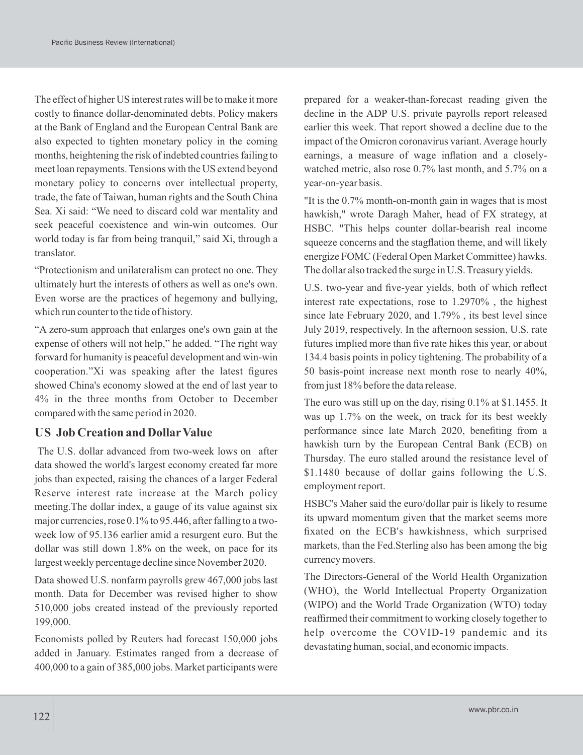The effect of higher US interest rates will be to make it more costly to finance dollar-denominated debts. Policy makers at the Bank of England and the European Central Bank are also expected to tighten monetary policy in the coming months, heightening the risk of indebted countries failing to meet loan repayments. Tensions with the US extend beyond monetary policy to concerns over intellectual property, trade, the fate of Taiwan, human rights and the South China Sea. Xi said: “We need to discard cold war mentality and seek peaceful coexistence and win-win outcomes. Our world today is far from being tranquil,” said Xi, through a translator.

“Protectionism and unilateralism can protect no one. They ultimately hurt the interests of others as well as one's own. Even worse are the practices of hegemony and bullying, which run counter to the tide of history.

“A zero-sum approach that enlarges one's own gain at the expense of others will not help,” he added. “The right way forward for humanity is peaceful development and win-win cooperation.”Xi was speaking after the latest figures showed China's economy slowed at the end of last year to 4% in the three months from October to December compared with the same period in 2020.

## US Job Creation and Dollar Value

The U.S. dollar advanced from two-week lows on after data showed the world's largest economy created far more jobs than expected, raising the chances of a larger Federal Reserve interest rate increase at the March policy meeting.The dollar index, a gauge of its value against six major currencies, rose 0.1% to 95.446, after falling to a two-week low of 95.136 earlier amid a resurgent euro. But the dollar was still down 1.8% on the week, on pace for its largest weekly percentage decline since November 2020.

Data showed U.S. nonfarm payrolls grew 467,000 jobs last month. Data for December was revised higher to show 510,000 jobs created instead of the previously reported 199,000.

Economists polled by Reuters had forecast 150,000 jobs added in January. Estimates ranged from a decrease of 400,000 to a gain of 385,000 jobs. Market participants were prepared for a weaker-than-forecast reading given the decline in the ADP U.S. private payrolls report released earlier this week. That report showed a decline due to the impact of the Omicron coronavirus variant. Average hourly earnings, a measure of wage inflation and a closely-watched metric, also rose 0.7% last month, and 5.7% on a year-on-year basis.

"It is the 0.7% month-on-month gain in wages that is most hawkish," wrote Daragh Maher, head of FX strategy, at HSBC. "This helps counter dollar-bearish real income squeeze concerns and the stagflation theme, and will likely energize FOMC (Federal Open Market Committee) hawks. The dollar also tracked the surge in U.S. Treasury yields.

U.S. two-year and five-year yields, both of which reflect interest rate expectations, rose to 1.2970% , the highest since late February 2020, and 1.79% , its best level since July 2019, respectively. In the afternoon session, U.S. rate futures implied more than five rate hikes this year, or about 134.4 basis points in policy tightening. The probability of a 50 basis-point increase next month rose to nearly 40%, from just 18% before the data release.

The euro was still up on the day, rising 0.1% at $1.1455. It was up 1.7% on the week, on track for its best weekly performance since late March 2020, benefiting from a hawkish turn by the European Central Bank (ECB) on Thursday. The euro stalled around the resistance level of $1.1480 because of dollar gains following the U.S. employment report.

HSBC's Maher said the euro/dollar pair is likely to resume its upward momentum given that the market seems more fixated on the ECB's hawkishness, which surprised markets, than the Fed.Sterling also has been among the big currency movers.

The Directors-General of the World Health Organization (WHO), the World Intellectual Property Organization (WIPO) and the World Trade Organization (WTO) today reaffirmed their commitment to working closely together to help overcome the COVID-19 pandemic and its devastating human, social, and economic impacts.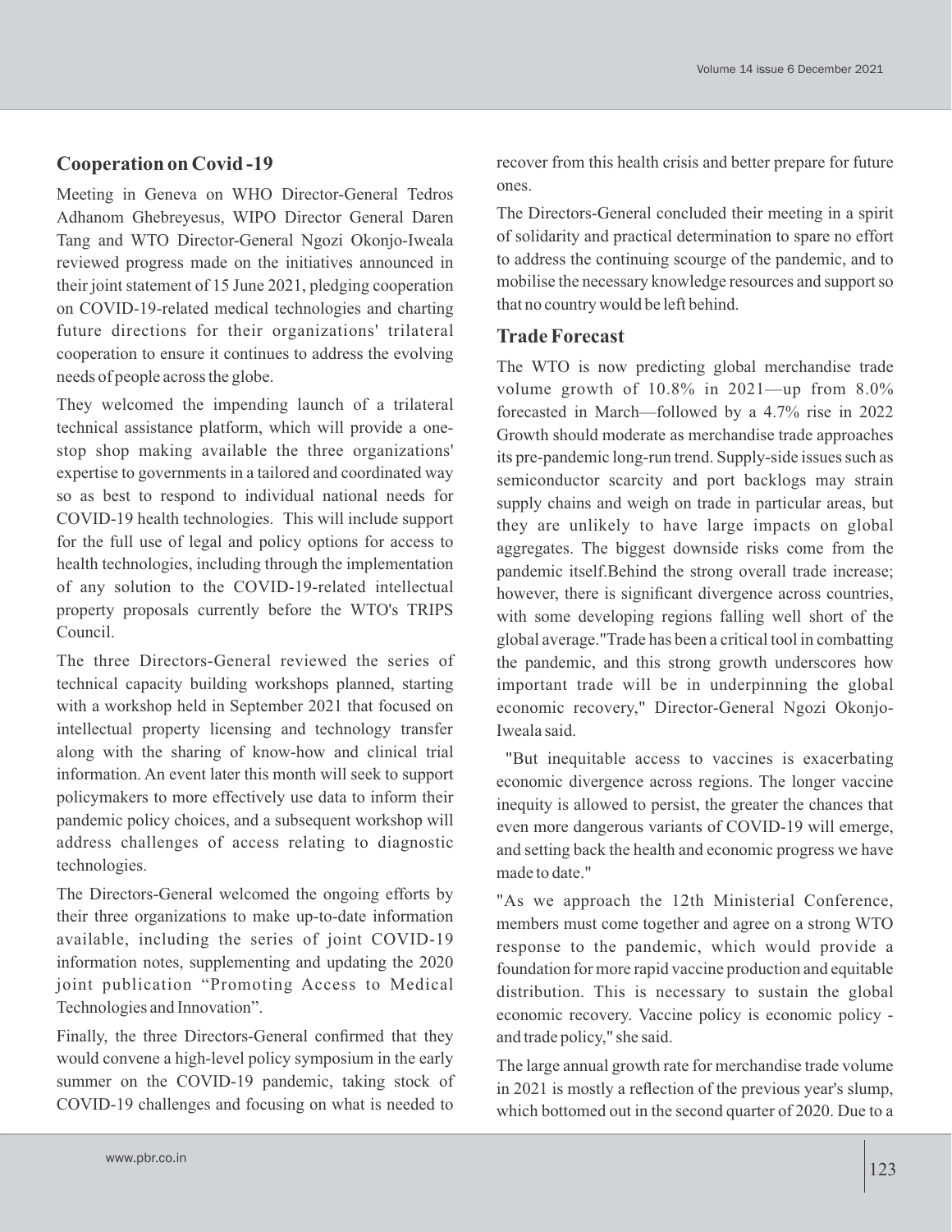## Cooperation on Covid -19

Meeting in Geneva on WHO Director-General Tedros Adhanom Ghebreyesus, WIPO Director General Daren Tang and WTO Director-General Ngozi Okonjo-Iweala reviewed progress made on the initiatives announced in their joint statement of 15 June 2021, pledging cooperation on COVID-19-related medical technologies and charting future directions for their organizations' trilateral cooperation to ensure it continues to address the evolving needs of people across the globe.

They welcomed the impending launch of a trilateral technical assistance platform, which will provide a one-stop shop making available the three organizations' expertise to governments in a tailored and coordinated way so as best to respond to individual national needs for COVID-19 health technologies. This will include support for the full use of legal and policy options for access to health technologies, including through the implementation of any solution to the COVID-19-related intellectual property proposals currently before the WTO's TRIPS Council.

The three Directors-General reviewed the series of technical capacity building workshops planned, starting with a workshop held in September 2021 that focused on intellectual property licensing and technology transfer along with the sharing of know-how and clinical trial information. An event later this month will seek to support policymakers to more effectively use data to inform their pandemic policy choices, and a subsequent workshop will address challenges of access relating to diagnostic technologies.

The Directors-General welcomed the ongoing efforts by their three organizations to make up-to-date information available, including the series of joint COVID-19 information notes, supplementing and updating the 2020 joint publication "Promoting Access to Medical Technologies and Innovation".

Finally, the three Directors-General confirmed that they would convene a high-level policy symposium in the early summer on the COVID-19 pandemic, taking stock of COVID-19 challenges and focusing on what is needed to recover from this health crisis and better prepare for future ones.

The Directors-General concluded their meeting in a spirit of solidarity and practical determination to spare no effort to address the continuing scourge of the pandemic, and to mobilise the necessary knowledge resources and support so that no country would be left behind.

## Trade Forecast

The WTO is now predicting global merchandise trade volume growth of 10.8% in 2021—up from 8.0% forecasted in March—followed by a 4.7% rise in 2022 Growth should moderate as merchandise trade approaches its pre-pandemic long-run trend. Supply-side issues such as semiconductor scarcity and port backlogs may strain supply chains and weigh on trade in particular areas, but they are unlikely to have large impacts on global aggregates. The biggest downside risks come from the pandemic itself.Behind the strong overall trade increase; however, there is significant divergence across countries, with some developing regions falling well short of the global average."Trade has been a critical tool in combatting the pandemic, and this strong growth underscores how important trade will be in underpinning the global economic recovery," Director-General Ngozi Okonjo-Iweala said.

"But inequitable access to vaccines is exacerbating economic divergence across regions. The longer vaccine inequity is allowed to persist, the greater the chances that even more dangerous variants of COVID-19 will emerge, and setting back the health and economic progress we have made to date."

"As we approach the 12th Ministerial Conference, members must come together and agree on a strong WTO response to the pandemic, which would provide a foundation for more rapid vaccine production and equitable distribution. This is necessary to sustain the global economic recovery. Vaccine policy is economic policy - and trade policy," she said.

The large annual growth rate for merchandise trade volume in 2021 is mostly a reflection of the previous year's slump, which bottomed out in the second quarter of 2020. Due to a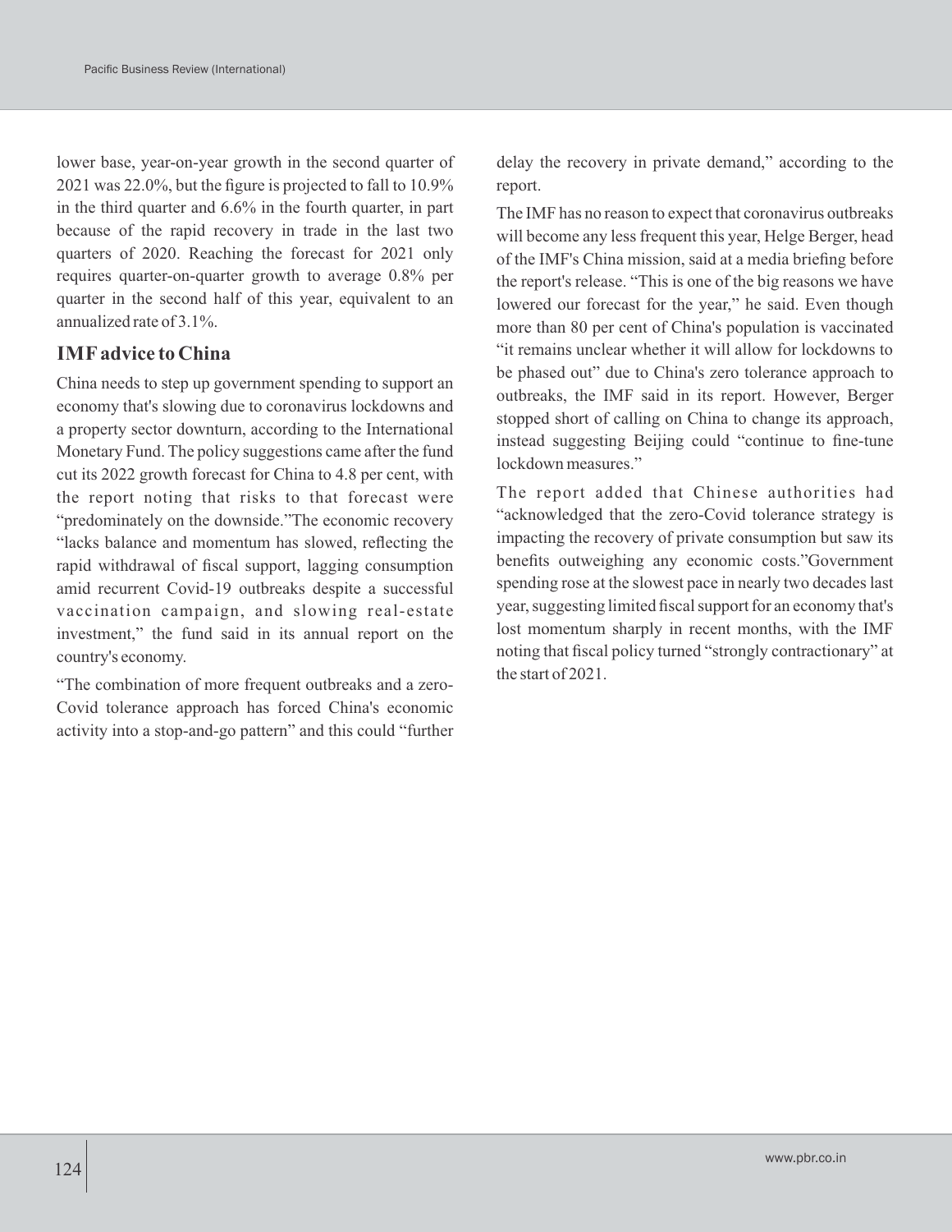lower base, year-on-year growth in the second quarter of 2021 was 22.0%, but the figure is projected to fall to 10.9% in the third quarter and 6.6% in the fourth quarter, in part because of the rapid recovery in trade in the last two quarters of 2020. Reaching the forecast for 2021 only requires quarter-on-quarter growth to average 0.8% per quarter in the second half of this year, equivalent to an annualized rate of 3.1%.

## IMF advice to China

China needs to step up government spending to support an economy that's slowing due to coronavirus lockdowns and a property sector downturn, according to the International Monetary Fund. The policy suggestions came after the fund cut its 2022 growth forecast for China to 4.8 per cent, with the report noting that risks to that forecast were "predominately on the downside."The economic recovery "lacks balance and momentum has slowed, reflecting the rapid withdrawal of fiscal support, lagging consumption amid recurrent Covid-19 outbreaks despite a successful vaccination campaign, and slowing real-estate investment," the fund said in its annual report on the country's economy.

"The combination of more frequent outbreaks and a zero-Covid tolerance approach has forced China's economic activity into a stop-and-go pattern" and this could "further delay the recovery in private demand," according to the report.

The IMF has no reason to expect that coronavirus outbreaks will become any less frequent this year, Helge Berger, head of the IMF's China mission, said at a media briefing before the report's release. "This is one of the big reasons we have lowered our forecast for the year," he said. Even though more than 80 per cent of China's population is vaccinated "it remains unclear whether it will allow for lockdowns to be phased out" due to China's zero tolerance approach to outbreaks, the IMF said in its report. However, Berger stopped short of calling on China to change its approach, instead suggesting Beijing could "continue to fine-tune lockdown measures."

The report added that Chinese authorities had "acknowledged that the zero-Covid tolerance strategy is impacting the recovery of private consumption but saw its benefits outweighing any economic costs."Government spending rose at the slowest pace in nearly two decades last year, suggesting limited fiscal support for an economy that's lost momentum sharply in recent months, with the IMF noting that fiscal policy turned "strongly contractionary" at the start of 2021.